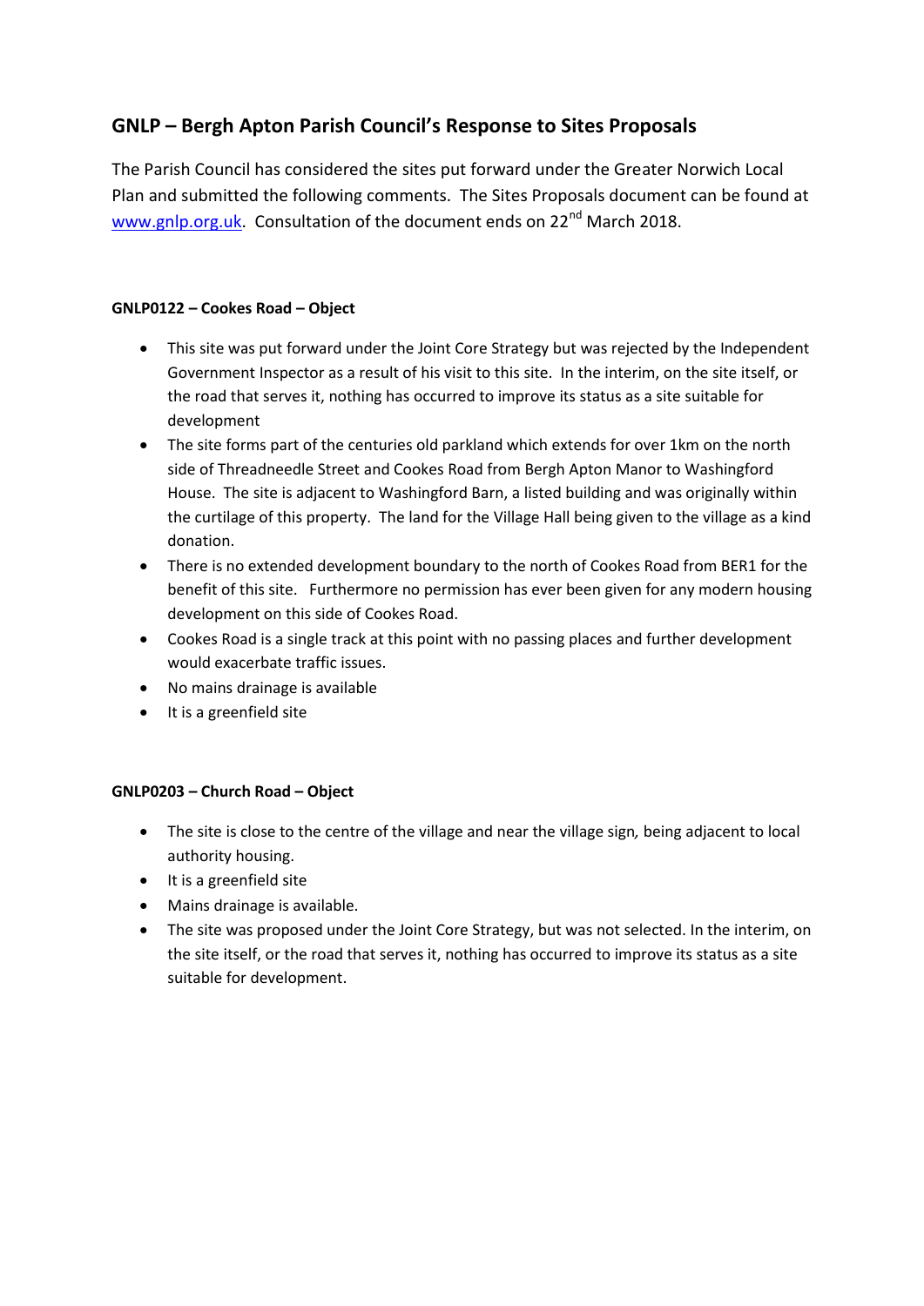## GNLP – Bergh Apton Parish Council's Response to Sites Proposals

The Parish Council has considered the sites put forward under the Greater Norwich Local Plan and submitted the following comments. The Sites Proposals document can be found at [www.gnlp.org.uk](http://www.gnlp.org.uk). Consultation of the document ends on 22nd March 2018.

**GNLP0122 – Cookes Road – Object**

- This site was put forward under the Joint Core Strategy but was rejected by the Independent Government Inspector as a result of his visit to this site. In the interim, on the site itself, or the road that serves it, nothing has occurred to improve its status as a site suitable for development
- The site forms part of the centuries old parkland which extends for over 1km on the north side of Threadneedle Street and Cookes Road from Bergh Apton Manor to Washingford House. The site is adjacent to Washingford Barn, a listed building and was originally within the curtilage of this property. The land for the Village Hall being given to the village as a kind donation.
- There is no extended development boundary to the north of Cookes Road from BER1 for the benefit of this site. Furthermore no permission has ever been given for any modern housing development on this side of Cookes Road.
- Cookes Road is a single track at this point with no passing places and further development would exacerbate traffic issues.
- No mains drainage is available
- It is a greenfield site

**GNLP0203 – Church Road – Object**

- The site is close to the centre of the village and near the village sign, being adjacent to local authority housing.
- It is a greenfield site
- Mains drainage is available.
- The site was proposed under the Joint Core Strategy, but was not selected. In the interim, on the site itself, or the road that serves it, nothing has occurred to improve its status as a site suitable for development.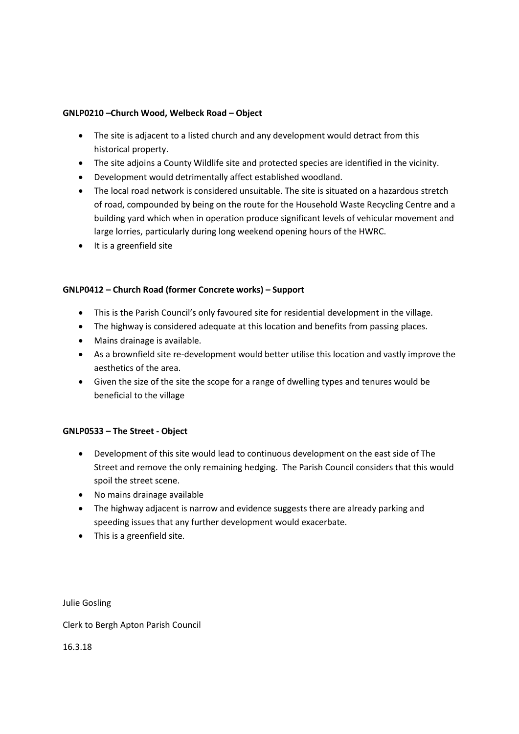**GNLP0210 –Church Wood, Welbeck Road – Object**

- The site is adjacent to a listed church and any development would detract from this historical property.
- The site adjoins a County Wildlife site and protected species are identified in the vicinity.
- Development would detrimentally affect established woodland.
- The local road network is considered unsuitable. The site is situated on a hazardous stretch of road, compounded by being on the route for the Household Waste Recycling Centre and a building yard which when in operation produce significant levels of vehicular movement and large lorries, particularly during long weekend opening hours of the HWRC.
- It is a greenfield site

**GNLP0412 – Church Road (former Concrete works) – Support**

- This is the Parish Council's only favoured site for residential development in the village.
- The highway is considered adequate at this location and benefits from passing places.
- Mains drainage is available.
- As a brownfield site re-development would better utilise this location and vastly improve the aesthetics of the area.
- Given the size of the site the scope for a range of dwelling types and tenures would be beneficial to the village

**GNLP0533 – The Street - Object**

- Development of this site would lead to continuous development on the east side of The Street and remove the only remaining hedging. The Parish Council considers that this would spoil the street scene.
- No mains drainage available
- The highway adjacent is narrow and evidence suggests there are already parking and speeding issues that any further development would exacerbate.
- This is a greenfield site.

Julie Gosling

Clerk to Bergh Apton Parish Council

16.3.18